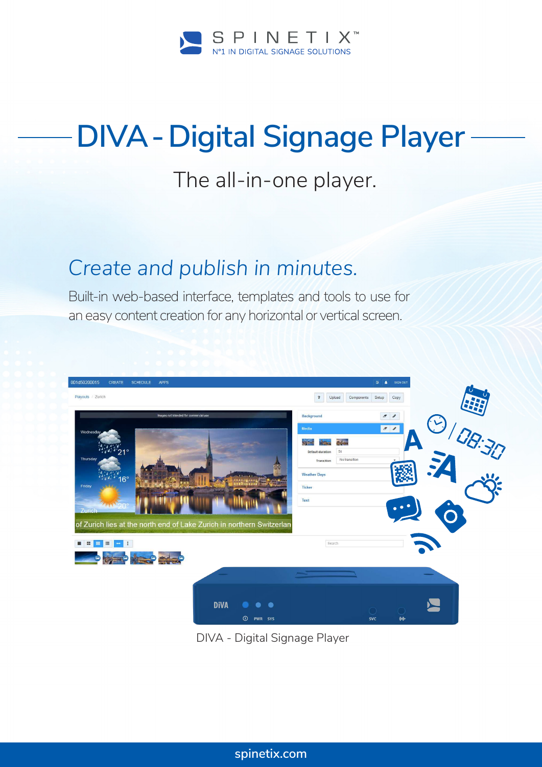SPINETIX™

N°1 IN DIGITAL SIGNAGE SOLUTIONS

# DIVA - Digital Signage Player

The all-in-one player.

## *Create and publish in minutes.*

Built-in web-based interface, templates and tools to use for an easy content creation for any horizontal or vertical screen.

DIVA - Digital Signage Player

spinetix.com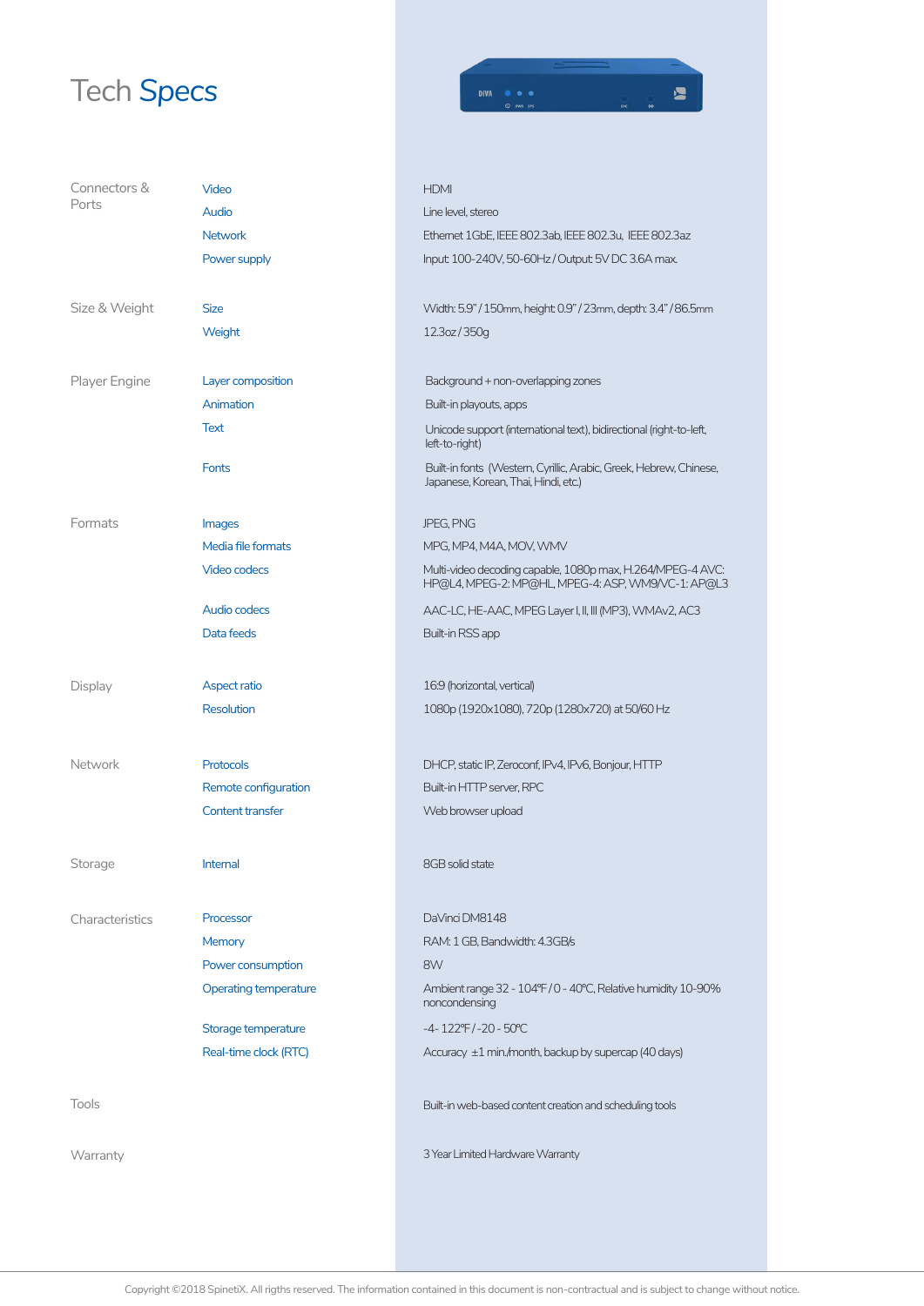# Tech Specs

| | | |
|---|---|---|
| Connectors & Ports | Video | HDMI |
| | Audio | Line level, stereo |
| | Network | Ethernet 1GbE, IEEE 802.3ab, IEEE 802.3u, IEEE 802.3az |
| | Power supply | Input: 100-240V, 50-60Hz / Output: 5V DC 3.6A max. |
| Size & Weight | Size | Width: 5.9" / 150mm, height: 0.9" / 23mm, depth: 3.4" / 86.5mm |
| | Weight | 12.3oz / 350g |
| Player Engine | Layer composition | Background + non-overlapping zones |
| | Animation | Built-in playouts, apps |
| | Text | Unicode support (international text), bidirectional (right-to-left, left-to-right) |
| | Fonts | Built-in fonts (Western, Cyrillic, Arabic, Greek, Hebrew, Chinese, Japanese, Korean, Thai, Hindi, etc.) |
| Formats | Images | JPEG, PNG |
| | Media file formats | MPG, MP4, M4A, MOV, WMV |
| | Video codecs | Multi-video decoding capable, 1080p max, H.264/MPEG-4 AVC: HP@L4, MPEG-2: MP@HL, MPEG-4: ASP, WM9/VC-1: AP@L3 |
| | Audio codecs | AAC-LC, HE-AAC, MPEG Layer I, II, III (MP3), WMAv2, AC3 |
| | Data feeds | Built-in RSS app |
| Display | Aspect ratio | 16:9 (horizontal, vertical) |
| | Resolution | 1080p (1920x1080), 720p (1280x720) at 50/60 Hz |
| Network | Protocols | DHCP, static IP, Zeroconf, IPv4, IPv6, Bonjour, HTTP |
| | Remote configuration | Built-in HTTP server, RPC |
| | Content transfer | Web browser upload |
| Storage | Internal | 8GB solid state |
| Characteristics | Processor | DaVinci DM8148 |
| | Memory | RAM: 1 GB, Bandwidth: 4.3GB/s |
| | Power consumption | 8W |
| | Operating temperature | Ambient range 32 - 104°F / 0 - 40°C, Relative humidity 10-90% noncondensing |
| | Storage temperature | -4 - 122°F / -20 - 50°C |
| | Real-time clock (RTC) | Accuracy ±1 min./month, backup by supercap (40 days) |
| Tools | | Built-in web-based content creation and scheduling tools |
| Warranty | | 3 Year Limited Hardware Warranty |

Copyright ©2018 SpinetiX. All rigths reserved. The information contained in this document is non-contractual and is subject to change without notice.